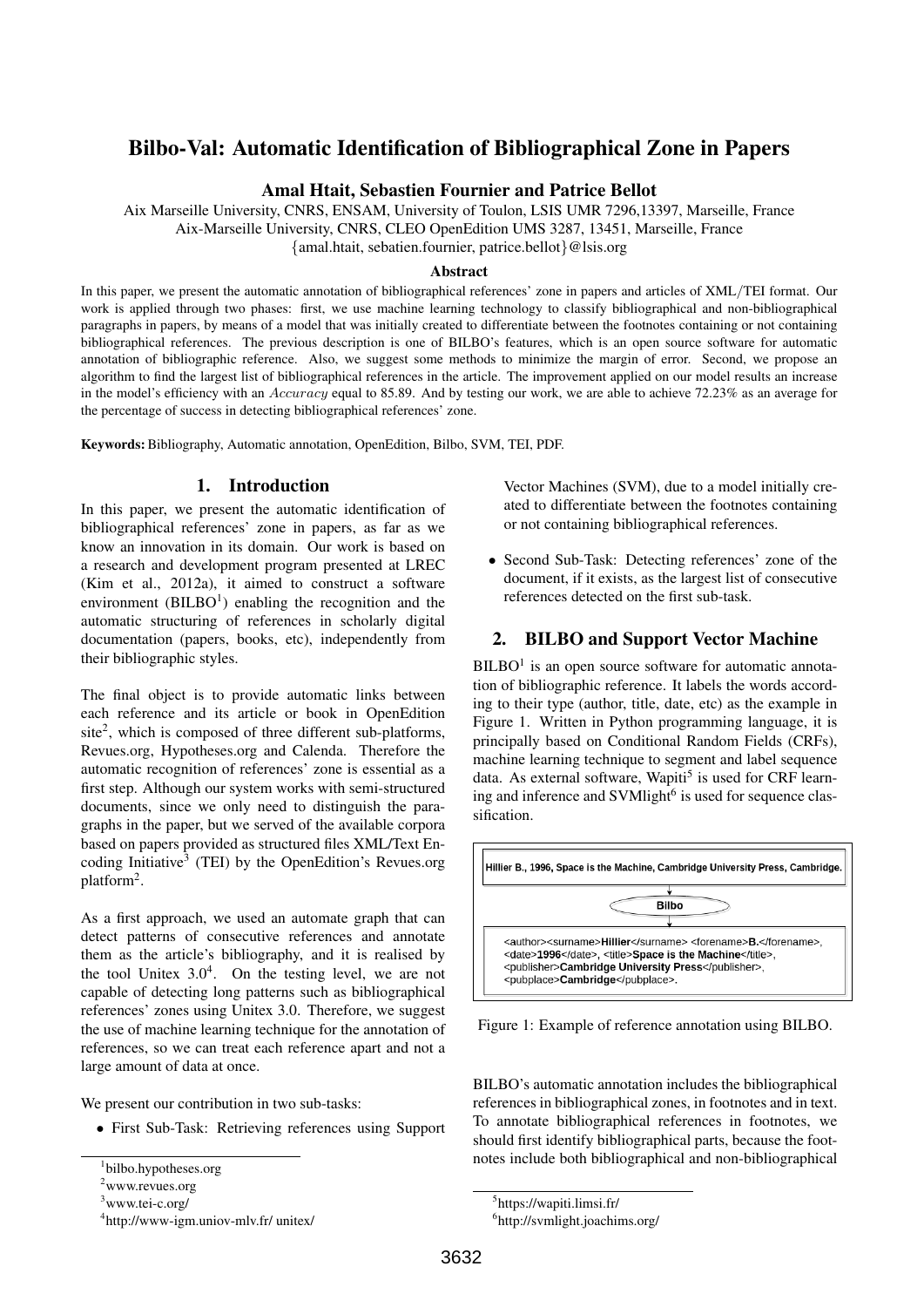# Bilbo-Val: Automatic Identification of Bibliographical Zone in Papers

**Amal Htait, Sebastien Fournier and Patrice Bellot**

Aix Marseille University, CNRS, ENSAM, University of Toulon, LSIS UMR 7296,13397, Marseille, France
Aix-Marseille University, CNRS, CLEO OpenEdition UMS 3287, 13451, Marseille, France
{amal.htait, sebatien.fournier, patrice.bellot}@lsis.org

### Abstract

In this paper, we present the automatic annotation of bibliographical references' zone in papers and articles of XML/TEI format. Our work is applied through two phases: first, we use machine learning technology to classify bibliographical and non-bibliographical paragraphs in papers, by means of a model that was initially created to differentiate between the footnotes containing or not containing bibliographical references. The previous description is one of BILBO's features, which is an open source software for automatic annotation of bibliographic reference. Also, we suggest some methods to minimize the margin of error. Second, we propose an algorithm to find the largest list of bibliographical references in the article. The improvement applied on our model results an increase in the model's efficiency with an *Accuracy* equal to 85.89. And by testing our work, we are able to achieve 72.23% as an average for the percentage of success in detecting bibliographical references' zone.

**Keywords:** Bibliography, Automatic annotation, OpenEdition, Bilbo, SVM, TEI, PDF.

## 1. Introduction

In this paper, we present the automatic identification of bibliographical references' zone in papers, as far as we know an innovation in its domain. Our work is based on a research and development program presented at LREC (Kim et al., 2012a), it aimed to construct a software environment (BILBO[1]) enabling the recognition and the automatic structuring of references in scholarly digital documentation (papers, books, etc), independently from their bibliographic styles.

The final object is to provide automatic links between each reference and its article or book in OpenEdition site[2], which is composed of three different sub-platforms, Revues.org, Hypotheses.org and Calenda. Therefore the automatic recognition of references' zone is essential as a first step. Although our system works with semi-structured documents, since we only need to distinguish the paragraphs in the paper, but we served of the available corpora based on papers provided as structured files XML/Text Encoding Initiative[3] (TEI) by the OpenEdition's Revues.org platform[2].

As a first approach, we used an automate graph that can detect patterns of consecutive references and annotate them as the article's bibliography, and it is realised by the tool Unitex 3.0[4]. On the testing level, we are not capable of detecting long patterns such as bibliographical references' zones using Unitex 3.0. Therefore, we suggest the use of machine learning technique for the annotation of references, so we can treat each reference apart and not a large amount of data at once.

We present our contribution in two sub-tasks:

- First Sub-Task: Retrieving references using Support Vector Machines (SVM), due to a model initially created to differentiate between the footnotes containing or not containing bibliographical references.
- Second Sub-Task: Detecting references' zone of the document, if it exists, as the largest list of consecutive references detected on the first sub-task.

## 2. BILBO and Support Vector Machine

BILBO[1] is an open source software for automatic annotation of bibliographic reference. It labels the words according to their type (author, title, date, etc) as the example in Figure 1. Written in Python programming language, it is principally based on Conditional Random Fields (CRFs), machine learning technique to segment and label sequence data. As external software, Wapiti[5] is used for CRF learning and inference and SVMlight[6] is used for sequence classification.

Hillier B., 1996, Space is the Machine, Cambridge University Press, Cambridge.

Bilbo

```
<author><surname>Hillier</surname> <forename>B.</forename>,
<date>1996</date>, <title>Space is the Machine</title>,
<publisher>Cambridge University Press</publisher>,
<pubplace>Cambridge</pubplace>.
```

Figure 1: Example of reference annotation using BILBO.

BILBO's automatic annotation includes the bibliographical references in bibliographical zones, in footnotes and in text. To annotate bibliographical references in footnotes, we should first identify bibliographical parts, because the footnotes include both bibliographical and non-bibliographical

[1] bilbo.hypotheses.org
[2] www.revues.org
[3] www.tei-c.org/
[4] http://www-igm.uniov-mlv.fr/ unitex/
[5] https://wapiti.limsi.fr/
[6] http://svmlight.joachims.org/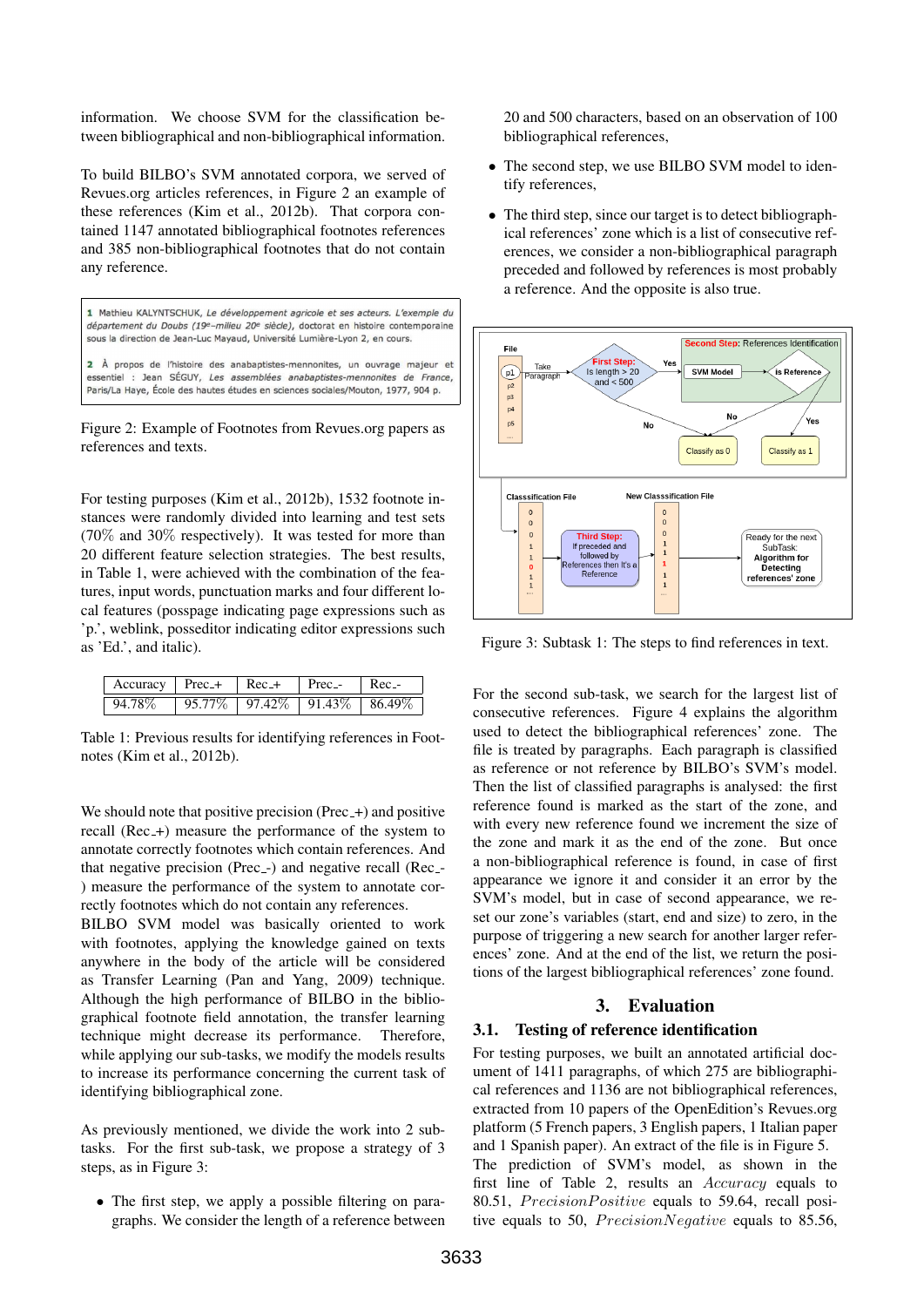information. We choose SVM for the classification between bibliographical and non-bibliographical information.

To build BILBO's SVM annotated corpora, we served of Revues.org articles references, in Figure 2 an example of these references (Kim et al., 2012b). That corpora contained 1147 annotated bibliographical footnotes references and 385 non-bibliographical footnotes that do not contain any reference.

1 Mathieu KALYNTSCHUK, *Le développement agricole et ses acteurs. L'exemple du département du Doubs (19e–milieu 20e siècle)*, doctorat en histoire contemporaine sous la direction de Jean-Luc Mayaud, Université Lumière-Lyon 2, en cours.

2 À propos de l'histoire des anabaptistes-mennonites, un ouvrage majeur et essentiel : Jean SÉGUY, *Les assemblées anabaptistes-mennonites de France*, Paris/La Haye, École des hautes études en sciences sociales/Mouton, 1977, 904 p.

Figure 2: Example of Footnotes from Revues.org papers as references and texts.

For testing purposes (Kim et al., 2012b), 1532 footnote instances were randomly divided into learning and test sets (70% and 30% respectively). It was tested for more than 20 different feature selection strategies. The best results, in Table 1, were achieved with the combination of the features, input words, punctuation marks and four different local features (posspage indicating page expressions such as 'p.', weblink, posseditor indicating editor expressions such as 'Ed.', and italic).

| Accuracy | Prec_+ | Rec_+ | Prec_- | Rec_- |
|---|---|---|---|---|
| 94.78% | 95.77% | 97.42% | 91.43% | 86.49% |

Table 1: Previous results for identifying references in Footnotes (Kim et al., 2012b).

We should note that positive precision (Prec_+) and positive recall (Rec_+) measure the performance of the system to annotate correctly footnotes which contain references. And that negative precision (Prec_-) and negative recall (Rec_-) measure the performance of the system to annotate correctly footnotes which do not contain any references.
BILBO SVM model was basically oriented to work with footnotes, applying the knowledge gained on texts anywhere in the body of the article will be considered as Transfer Learning (Pan and Yang, 2009) technique. Although the high performance of BILBO in the bibliographical footnote field annotation, the transfer learning technique might decrease its performance. Therefore, while applying our sub-tasks, we modify the models results to increase its performance concerning the current task of identifying bibliographical zone.

As previously mentioned, we divide the work into 2 sub-tasks. For the first sub-task, we propose a strategy of 3 steps, as in Figure 3:

- The first step, we apply a possible filtering on paragraphs. We consider the length of a reference between 20 and 500 characters, based on an observation of 100 bibliographical references,
- The second step, we use BILBO SVM model to identify references,
- The third step, since our target is to detect bibliographical references' zone which is a list of consecutive references, we consider a non-bibliographical paragraph preceded and followed by references is most probably a reference. And the opposite is also true.

Figure 3: Subtask 1: The steps to find references in text.

For the second sub-task, we search for the largest list of consecutive references. Figure 4 explains the algorithm used to detect the bibliographical references' zone. The file is treated by paragraphs. Each paragraph is classified as reference or not reference by BILBO's SVM's model. Then the list of classified paragraphs is analysed: the first reference found is marked as the start of the zone, and with every new reference found we increment the size of the zone and mark it as the end of the zone. But once a non-bibliographical reference is found, in case of first appearance we ignore it and consider it an error by the SVM's model, but in case of second appearance, we reset our zone's variables (start, end and size) to zero, in the purpose of triggering a new search for another larger references' zone. And at the end of the list, we return the positions of the largest bibliographical references' zone found.

# 3. Evaluation

## 3.1. Testing of reference identification

For testing purposes, we built an annotated artificial document of 1411 paragraphs, of which 275 are bibliographical references and 1136 are not bibliographical references, extracted from 10 papers of the OpenEdition's Revues.org platform (5 French papers, 3 English papers, 1 Italian paper and 1 Spanish paper). An extract of the file is in Figure 5.
The prediction of SVM's model, as shown in the first line of Table 2, results an $Accuracy$ equals to 80.51, $PrecisionPositive$ equals to 59.64, recall positive equals to 50, $PrecisionNegative$ equals to 85.56,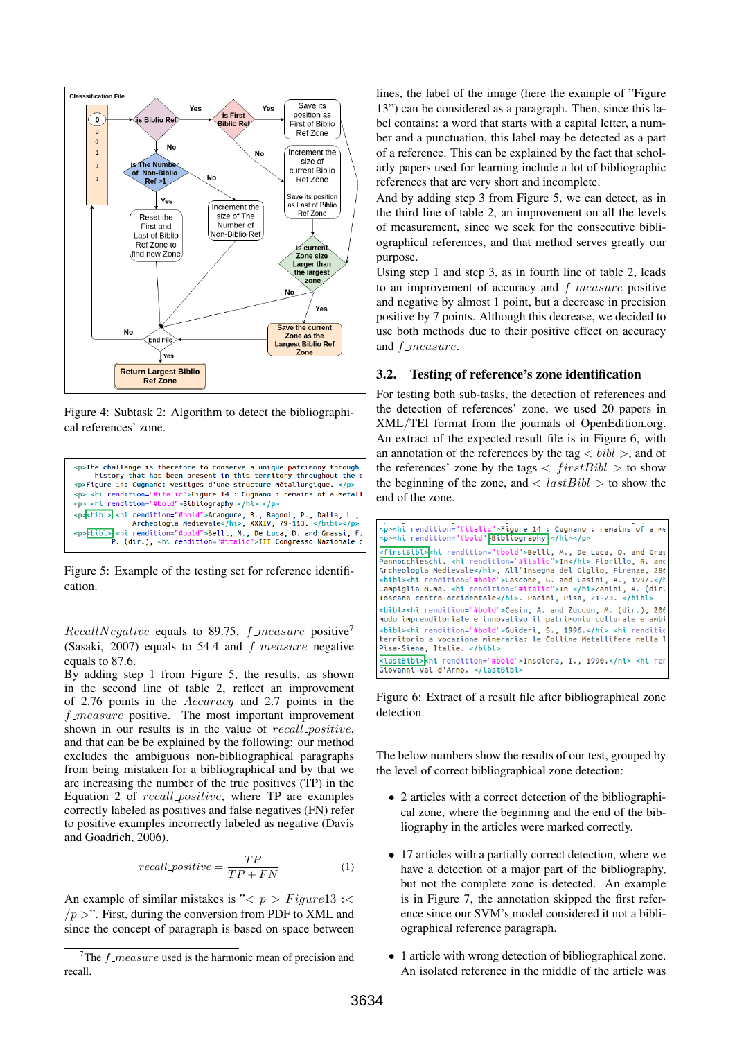Figure 4: Subtask 2: Algorithm to detect the bibliographical references' zone.

Figure 5: Example of the testing set for reference identification.

$RecallNegative$ equals to 89.75, $f\_measure$ positive[7] (Sasaki, 2007) equals to 54.4 and $f\_measure$ negative equals to 87.6.

By adding step 1 from Figure 5, the results, as shown in the second line of table 2, reflect an improvement of 2.76 points in the $Accuracy$ and 2.7 points in the $f\_measure$ positive. The most important improvement shown in our results is in the value of $recall\_positive$, and that can be explained by the following: our method excludes the ambiguous non-bibliographical paragraphs from being mistaken for a bibliographical and by that we are increasing the number of the true positives (TP) in the Equation 2 of $recall\_positive$, where TP are examples correctly labeled as positives and false negatives (FN) refer to positive examples incorrectly labeled as negative (Davis and Goadrich, 2006).

$$recall\_positive = \frac{TP}{TP + FN} \quad (1)$$

An example of similar mistakes is "$< p > Figure13 :< /p >$". First, during the conversion from PDF to XML and since the concept of paragraph is based on space between lines, the label of the image (here the example of "Figure 13") can be considered as a paragraph. Then, since this label contains: a word that starts with a capital letter, a number and a punctuation, this label may be detected as a part of a reference. This can be explained by the fact that scholarly papers used for learning include a lot of bibliographic references that are very short and incomplete.

And by adding step 3 from Figure 5, we can detect, as in the third line of table 2, an improvement on all the levels of measurement, since we seek for the consecutive bibliographical references, and that method serves greatly our purpose.

Using step 1 and step 3, as in fourth line of table 2, leads to an improvement of accuracy and $f\_measure$ positive and negative by almost 1 point, but a decrease in precision positive by 7 points. Although this decrease, we decided to use both methods due to their positive effect on accuracy and $f\_measure$.

### 3.2. Testing of reference's zone identification

For testing both sub-tasks, the detection of references and the detection of references' zone, we used 20 papers in XML/TEI format from the journals of OpenEdition.org. An extract of the expected result file is in Figure 6, with an annotation of the references by the tag $< bibl >$, and of the references' zone by the tags $< firstBibl >$ to show the beginning of the zone, and $< lastBibl >$ to show the end of the zone.

Figure 6: Extract of a result file after bibliographical zone detection.

The below numbers show the results of our test, grouped by the level of correct bibliographical zone detection:

- 2 articles with a correct detection of the bibliographical zone, where the beginning and the end of the bibliography in the articles were marked correctly.
- 17 articles with a partially correct detection, where we have a detection of a major part of the bibliography, but not the complete zone is detected. An example is in Figure 7, the annotation skipped the first reference since our SVM's model considered it not a bibliographical reference paragraph.
- 1 article with wrong detection of bibliographical zone. An isolated reference in the middle of the article was

[7] The $f\_measure$ used is the harmonic mean of precision and recall.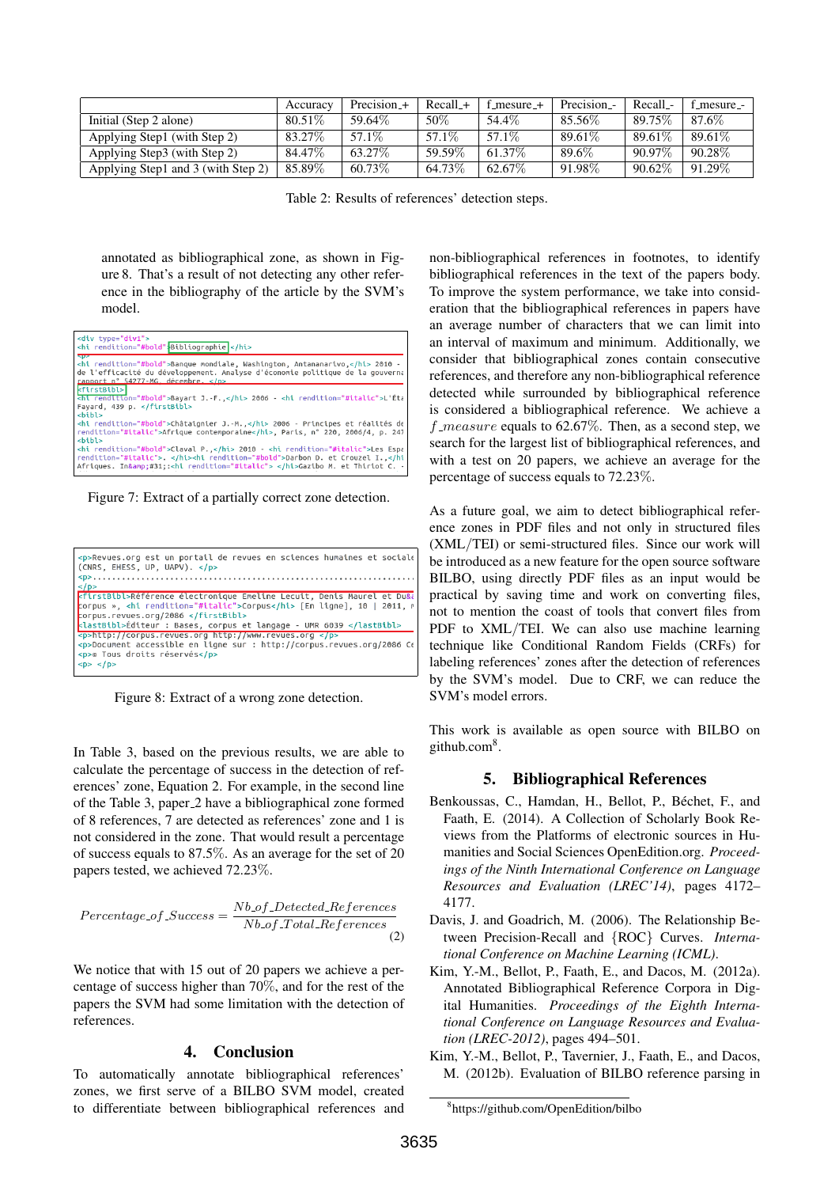|  | Accuracy | Precision_+ | Recall_+ | f_mesure_+ | Precision_- | Recall_- | f_mesure_- |
|---|---|---|---|---|---|---|---|
| Initial (Step 2 alone) | 80.51% | 59.64% | 50% | 54.4% | 85.56% | 89.75% | 87.6% |
| Applying Step1 (with Step 2) | 83.27% | 57.1% | 57.1% | 57.1% | 89.61% | 89.61% | 89.61% |
| Applying Step3 (with Step 2) | 84.47% | 63.27% | 59.59% | 61.37% | 89.6% | 90.97% | 90.28% |
| Applying Step1 and 3 (with Step 2) | 85.89% | 60.73% | 64.73% | 62.67% | 91.98% | 90.62% | 91.29% |

Table 2: Results of references' detection steps.

annotated as bibliographical zone, as shown in Figure 8. That's a result of not detecting any other reference in the bibliography of the article by the SVM's model.

```
<div type="div1">
<hi rendition="#bold">Bibliographie </hi>
<p>
<hi rendition="#bold">Banque mondiale, Washington, Antananarivo,</hi> 2010 -
de l'efficacité du développement. Analyse d'économie politique de la gouverna
rapport n° 54277-MG, décembre. </p>
<firstBibl>
<hi rendition="#bold">Bayart J.-F.,</hi> 2006 - <hi rendition="#italic">L'Éta
Fayard, 439 p. </firstBibl>
<bibl>
<hi rendition="#bold">Châtaignier J.-M.,</hi> 2006 - Principes et réalités de
rendition="#italic">Afrique contemporaine</hi>, Paris, n° 220, 2006/4, p. 247
<bibl>
<hi rendition="#bold">Claval P.,</hi> 2010 - <hi rendition="#italic">Les Espa
rendition="#italic">. </hi><hi rendition="#bold">Darbon D. et Crouzel I.,</hi
Afriques. In&amp;#31;:<hi rendition="#italic"> </hi>Gazibo M. et Thiriot C. -
```

Figure 7: Extract of a partially correct zone detection.

```
<p>Revues.org est un portail de revues en sciences humaines et sociale
(CNRS, EHESS, UP, UAPV). </p>
<p>...................................................................
</p>
<firstBibl>Référence électronique Emeline Lecuit, Denis Maurel et Du&
corpus », <hi rendition="#italic">Corpus</hi> [En ligne], 10 | 2011, m
corpus.revues.org/2086 </firstBibl>
<lastBibl>Éditeur : Bases, corpus et langage - UMR 6039 </lastBibl>
<p>http://corpus.revues.org http://www.revues.org </p>
<p>Document accessible en ligne sur : http://corpus.revues.org/2086 Ce
<p>© Tous droits réservés</p>
<p> </p>
```

Figure 8: Extract of a wrong zone detection.

In Table 3, based on the previous results, we are able to calculate the percentage of success in the detection of references' zone, Equation 2. For example, in the second line of the Table 3, paper_2 have a bibliographical zone formed of 8 references, 7 are detected as references' zone and 1 is not considered in the zone. That would result a percentage of success equals to 87.5%. As an average for the set of 20 papers tested, we achieved 72.23%.

$$Percentage\_of\_Success = \frac{Nb\_of\_Detected\_References}{Nb\_of\_Total\_References} \quad (2)$$

We notice that with 15 out of 20 papers we achieve a percentage of success higher than 70%, and for the rest of the papers the SVM had some limitation with the detection of references.

## 4. Conclusion

To automatically annotate bibliographical references' zones, we first serve of a BILBO SVM model, created to differentiate between bibliographical references and non-bibliographical references in footnotes, to identify bibliographical references in the text of the papers body. To improve the system performance, we take into consideration that the bibliographical references in papers have an average number of characters that we can limit into an interval of maximum and minimum. Additionally, we consider that bibliographical zones contain consecutive references, and therefore any non-bibliographical reference detected while surrounded by bibliographical reference is considered a bibliographical reference. We achieve a $f\_measure$ equals to 62.67%. Then, as a second step, we search for the largest list of bibliographical references, and with a test on 20 papers, we achieve an average for the percentage of success equals to 72.23%.

As a future goal, we aim to detect bibliographical reference zones in PDF files and not only in structured files (XML/TEI) or semi-structured files. Since our work will be introduced as a new feature for the open source software BILBO, using directly PDF files as an input would be practical by saving time and work on converting files, not to mention the coast of tools that convert files from PDF to XML/TEI. We can also use machine learning technique like Conditional Random Fields (CRFs) for labeling references' zones after the detection of references by the SVM's model. Due to CRF, we can reduce the SVM's model errors.

This work is available as open source with BILBO on github.com[8].

## 5. Bibliographical References

Benkoussas, C., Hamdan, H., Bellot, P., Béchet, F., and Faath, E. (2014). A Collection of Scholarly Book Reviews from the Platforms of electronic sources in Humanities and Social Sciences OpenEdition.org. *Proceedings of the Ninth International Conference on Language Resources and Evaluation (LREC'14)*, pages 4172–4177.

Davis, J. and Goadrich, M. (2006). The Relationship Between Precision-Recall and {ROC} Curves. *International Conference on Machine Learning (ICML)*.

Kim, Y.-M., Bellot, P., Faath, E., and Dacos, M. (2012a). Annotated Bibliographical Reference Corpora in Digital Humanities. *Proceedings of the Eighth International Conference on Language Resources and Evaluation (LREC-2012)*, pages 494–501.

Kim, Y.-M., Bellot, P., Tavernier, J., Faath, E., and Dacos, M. (2012b). Evaluation of BILBO reference parsing in

[8] https://github.com/OpenEdition/bilbo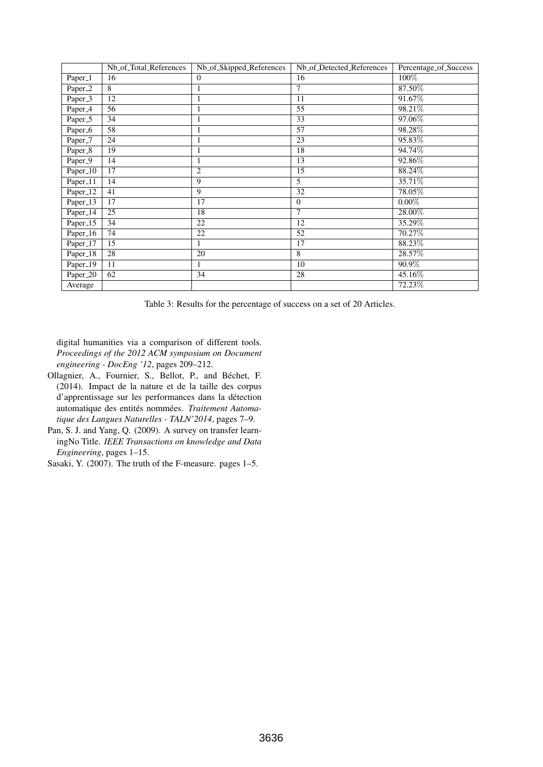| | Nb_of_Total_References | Nb_of_Skipped_References | Nb_of_Detected_References | Percentage_of_Success |
|---|---|---|---|---|
| Paper_1 | 16 | 0 | 16 | 100% |
| Paper_2 | 8 | 1 | 7 | 87.50% |
| Paper_3 | 12 | 1 | 11 | 91.67% |
| Paper_4 | 56 | 1 | 55 | 98.21% |
| Paper_5 | 34 | 1 | 33 | 97.06% |
| Paper_6 | 58 | 1 | 57 | 98.28% |
| Paper_7 | 24 | 1 | 23 | 95.83% |
| Paper_8 | 19 | 1 | 18 | 94.74% |
| Paper_9 | 14 | 1 | 13 | 92.86% |
| Paper_10 | 17 | 2 | 15 | 88.24% |
| Paper_11 | 14 | 9 | 5 | 35.71% |
| Paper_12 | 41 | 9 | 32 | 78.05% |
| Paper_13 | 17 | 17 | 0 | 0.00% |
| Paper_14 | 25 | 18 | 7 | 28.00% |
| Paper_15 | 34 | 22 | 12 | 35.29% |
| Paper_16 | 74 | 22 | 52 | 70.27% |
| Paper_17 | 15 | 1 | 17 | 88.23% |
| Paper_18 | 28 | 20 | 8 | 28.57% |
| Paper_19 | 11 | 1 | 10 | 90.9% |
| Paper_20 | 62 | 34 | 28 | 45.16% |
| Average | | | | 72.23% |

Table 3: Results for the percentage of success on a set of 20 Articles.

digital humanities via a comparison of different tools. *Proceedings of the 2012 ACM symposium on Document engineering - DocEng '12*, pages 209–212.

Ollagnier, A., Fournier, S., Bellot, P., and Béchet, F. (2014). Impact de la nature et de la taille des corpus d'apprentissage sur les performances dans la détection automatique des entités nommées. *Traitement Automatique des Langues Naturelles - TALN'2014*, pages 7–9.

Pan, S. J. and Yang, Q. (2009). A survey on transfer learningNo Title. *IEEE Transactions on knowledge and Data Engineering*, pages 1–15.

Sasaki, Y. (2007). The truth of the F-measure. pages 1–5.